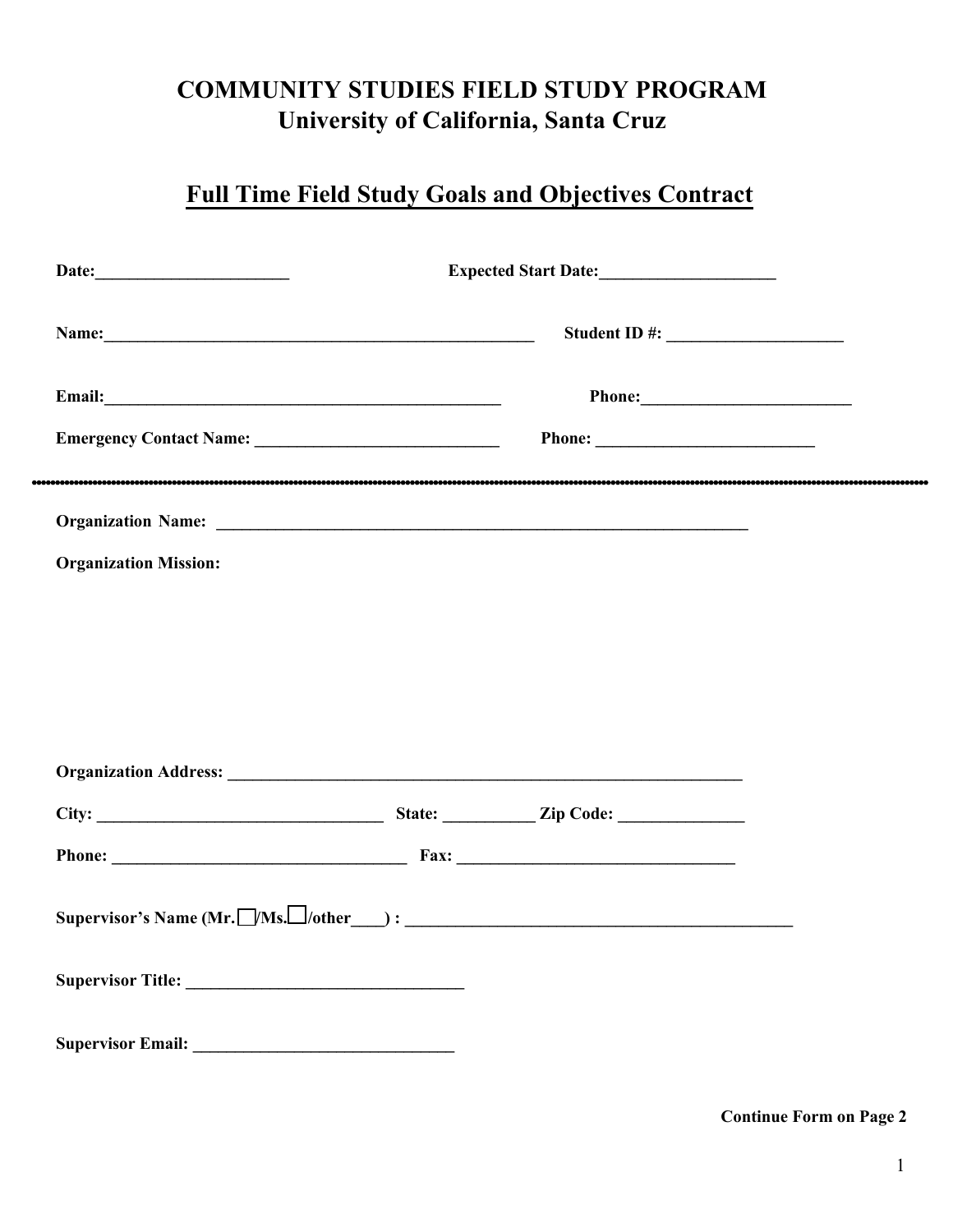# COMMUNITY STUDIES FIELD STUDY PROGRAM
## University of California, Santa Cruz

## Full Time Field Study Goals and Objectives Contract

**Date:**_______________________ **Expected Start Date:**_____________________

**Name:**_____________________________________________________ **Student ID #:** _____________________

**Email:**_________________________________________________ **Phone:**_________________________

**Emergency Contact Name:** _____________________________ **Phone:** __________________________

---

**Organization Name:** ________________________________________________________________

**Organization Mission:**

**Organization Address:** ________________________________________________________________

**City:** __________________________________ **State:** ___________ **Zip Code:** _______________

**Phone:** ___________________________________ **Fax:** _________________________________

**Supervisor's Name (Mr.☐/Ms.☐/other____) :** _______________________________________________

**Supervisor Title:** _________________________________

**Supervisor Email:** _______________________________

**Continue Form on Page 2**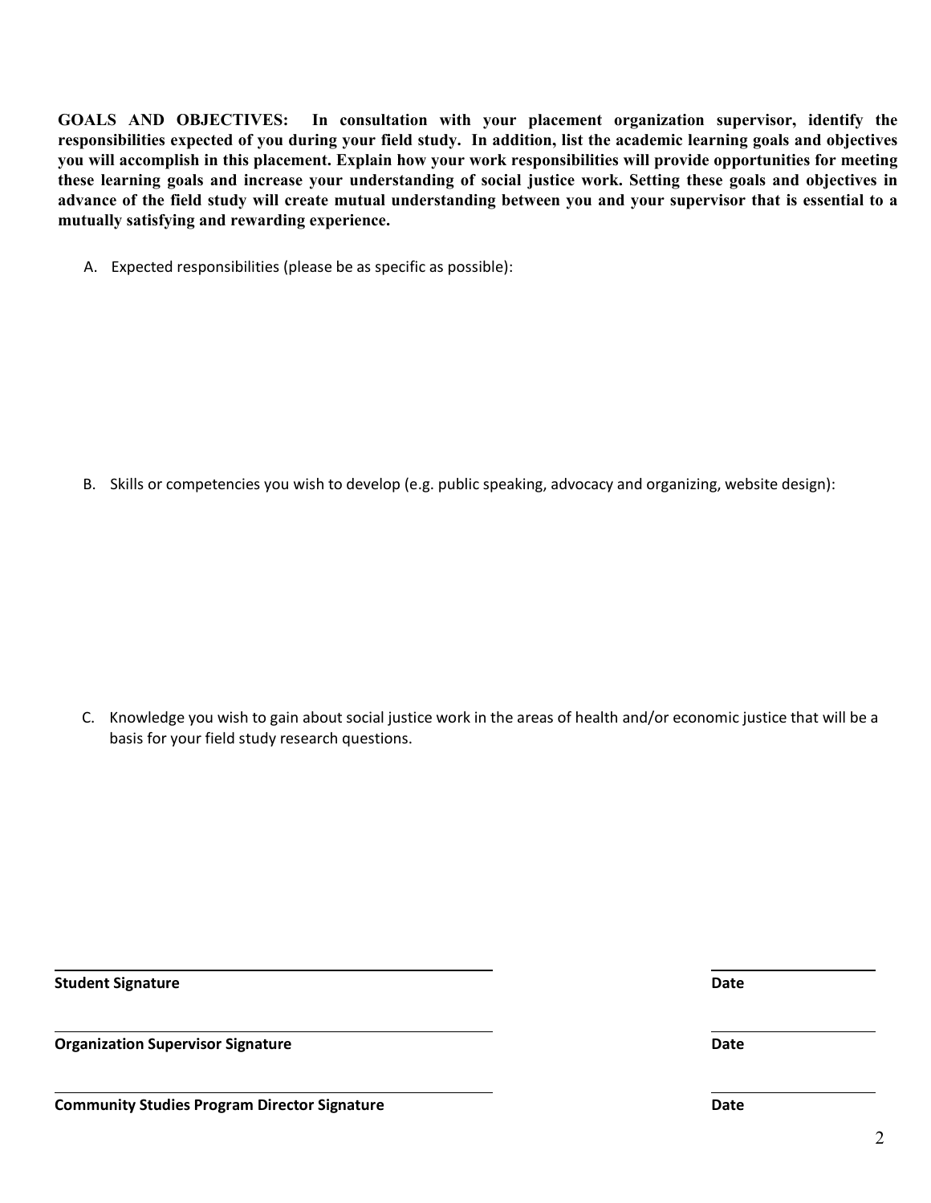**GOALS AND OBJECTIVES: In consultation with your placement organization supervisor, identify the responsibilities expected of you during your field study. In addition, list the academic learning goals and objectives you will accomplish in this placement. Explain how your work responsibilities will provide opportunities for meeting these learning goals and increase your understanding of social justice work. Setting these goals and objectives in advance of the field study will create mutual understanding between you and your supervisor that is essential to a mutually satisfying and rewarding experience.**

A. Expected responsibilities (please be as specific as possible):

B. Skills or competencies you wish to develop (e.g. public speaking, advocacy and organizing, website design):

C. Knowledge you wish to gain about social justice work in the areas of health and/or economic justice that will be a basis for your field study research questions.

**Student Signature** **Date**

**Organization Supervisor Signature** **Date**

**Community Studies Program Director Signature** **Date**